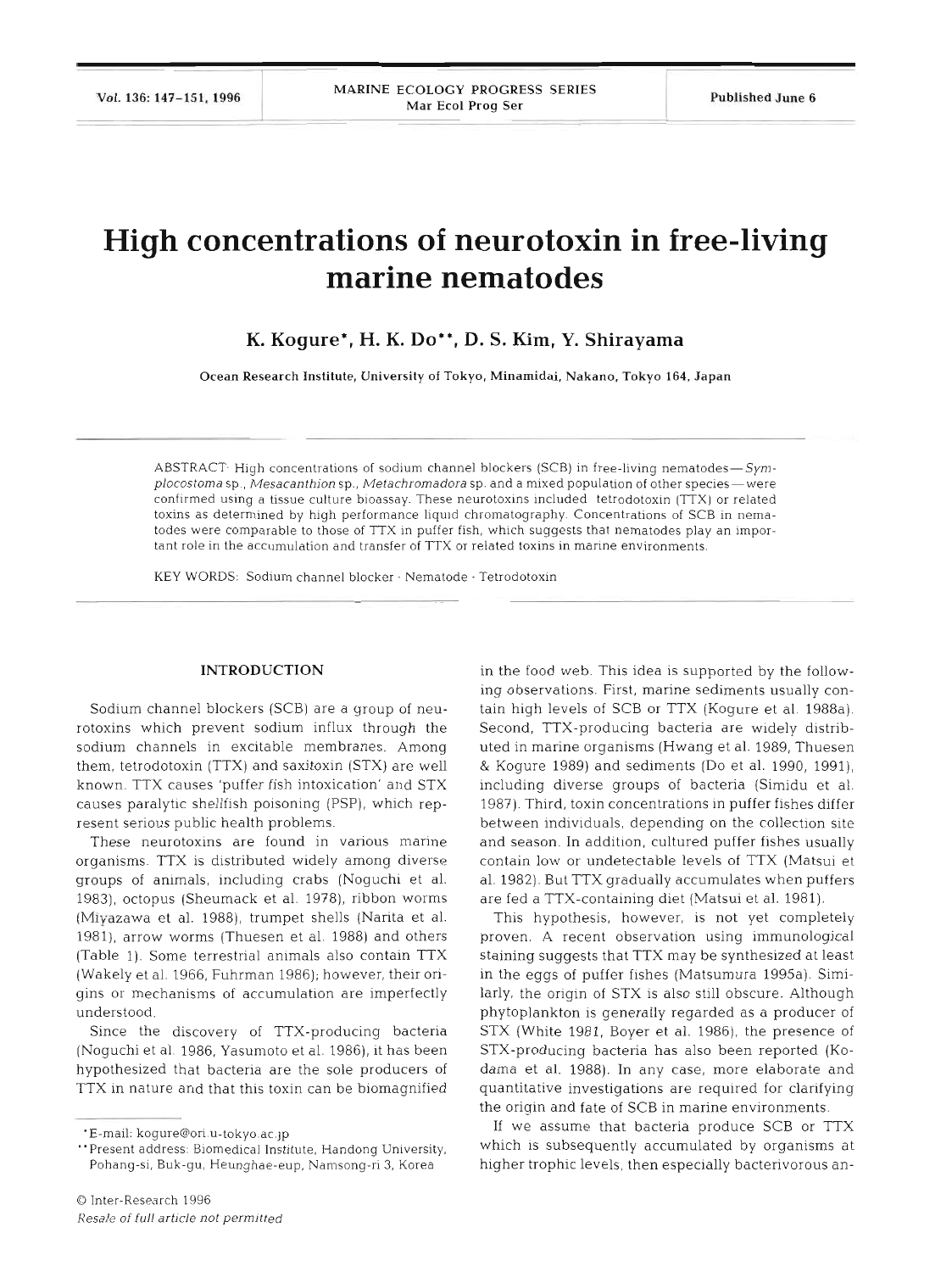# High concentrations of neurotoxin in free-living marine nematodes

**K. Kogure\*, H. K. Do\*\*, D. S. Kim, Y. Shirayama**

Ocean Research Institute, University of Tokyo, Minamidai, Nakano, Tokyo 164, Japan

ABSTRACT: High concentrations of sodium channel blockers (SCB) in free-living nematodes—*Symplocostoma* sp., *Mesacanthion* sp., *Metachromadora* sp. and a mixed population of other species—were confirmed using a tissue culture bioassay. These neurotoxins included tetrodotoxin (TTX) or related toxins as determined by high performance liquid chromatography. Concentrations of SCB in nematodes were comparable to those of TTX in puffer fish, which suggests that nematodes play an important role in the accumulation and transfer of TTX or related toxins in marine environments.

KEY WORDS: Sodium channel blocker · Nematode · Tetrodotoxin

## INTRODUCTION

Sodium channel blockers (SCB) are a group of neurotoxins which prevent sodium influx through the sodium channels in excitable membranes. Among them, tetrodotoxin (TTX) and saxitoxin (STX) are well known. TTX causes 'puffer fish intoxication' and STX causes paralytic shellfish poisoning (PSP), which represent serious public health problems.

These neurotoxins are found in various marine organisms. TTX is distributed widely among diverse groups of animals, including crabs (Noguchi et al. 1983), octopus (Sheumack et al. 1978), ribbon worms (Miyazawa et al. 1988), trumpet shells (Narita et al. 1981), arrow worms (Thuesen et al. 1988) and others (Table 1). Some terrestrial animals also contain TTX (Wakely et al. 1966, Fuhrman 1986); however, their origins or mechanisms of accumulation are imperfectly understood.

Since the discovery of TTX-producing bacteria (Noguchi et al. 1986, Yasumoto et al. 1986), it has been hypothesized that bacteria are the sole producers of TTX in nature and that this toxin can be biomagnified in the food web. This idea is supported by the following observations. First, marine sediments usually contain high levels of SCB or TTX (Kogure et al. 1988a). Second, TTX-producing bacteria are widely distributed in marine organisms (Hwang et al. 1989, Thuesen & Kogure 1989) and sediments (Do et al. 1990, 1991), including diverse groups of bacteria (Simidu et al. 1987). Third, toxin concentrations in puffer fishes differ between individuals, depending on the collection site and season. In addition, cultured puffer fishes usually contain low or undetectable levels of TTX (Matsui et al. 1982). But TTX gradually accumulates when puffers are fed a TTX-containing diet (Matsui et al. 1981).

This hypothesis, however, is not yet completely proven. A recent observation using immunological staining suggests that TTX may be synthesized at least in the eggs of puffer fishes (Matsumura 1995a). Similarly, the origin of STX is also still obscure. Although phytoplankton is generally regarded as a producer of STX (White 1981, Boyer et al. 1986), the presence of STX-producing bacteria has also been reported (Kodama et al. 1988). In any case, more elaborate and quantitative investigations are required for clarifying the origin and fate of SCB in marine environments.

If we assume that bacteria produce SCB or TTX which is subsequently accumulated by organisms at higher trophic levels, then especially bacterivorous an-

\*E-mail: kogure@ori.u-tokyo.ac.jp

\*\*Present address: Biomedical Institute, Handong University, Pohang-si, Buk-gu, Heunghae-eup, Namsong-ri 3, Korea

© Inter-Research 1996

*Resale of full article not permitted*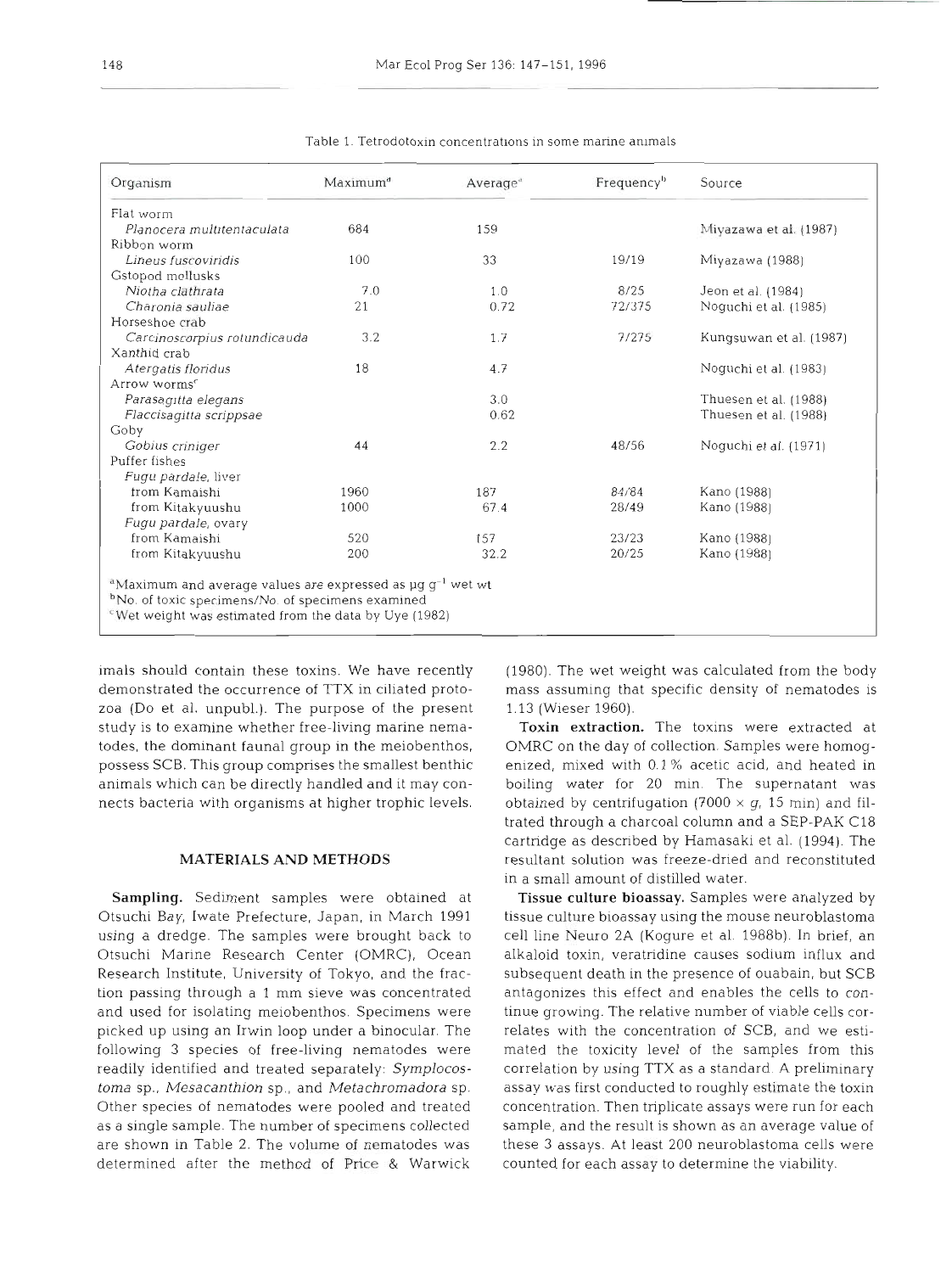Table 1. Tetrodotoxin concentrations in some marine animals

| Organism | Maximum[a] | Average[a] | Frequency[b] | Source |
|---|---|---|---|---|
| Flat worm | | | | |
| *Planocera multitentaculata* | 684 | 159 | | Miyazawa et al. (1987) |
| Ribbon worm | | | | |
| *Lineus fuscoviridis* | 100 | 33 | 19/19 | Miyazawa (1988) |
| Gstopod mollusks | | | | |
| *Niotha clathrata* | 7.0 | 1.0 | 8/25 | Jeon et al. (1984) |
| *Charonia sauliae* | 21 | 0.72 | 72/375 | Noguchi et al. (1985) |
| Horseshoe crab | | | | |
| *Carcinoscorpius rotundicauda* | 3.2 | 1.7 | 7/275 | Kungsuwan et al. (1987) |
| Xanthid crab | | | | |
| *Atergatis floridus* | 18 | 4.7 | | Noguchi et al. (1983) |
| Arrow worms[c] | | | | |
| *Parasagitta elegans* | | 3.0 | | Thuesen et al. (1988) |
| *Flaccisagitta scrippsae* | | 0.62 | | Thuesen et al. (1988) |
| Goby | | | | |
| *Gobius criniger* | 44 | 2.2 | 48/56 | Noguchi et al. (1971) |
| Puffer fishes | | | | |
| *Fugu pardale*, liver | | | | |
| from Kamaishi | 1960 | 187 | 84/84 | Kano (1988) |
| from Kitakyuushu | 1000 | 67.4 | 28/49 | Kano (1988) |
| *Fugu pardale*, ovary | | | | |
| from Kamaishi | 520 | 157 | 23/23 | Kano (1988) |
| from Kitakyuushu | 200 | 32.2 | 20/25 | Kano (1988) |

[a]Maximum and average values are expressed as $\mu g\ g^{-1}$ wet wt
[b]No. of toxic specimens/No. of specimens examined
[c]Wet weight was estimated from the data by Uye (1982)

imals should contain these toxins. We have recently demonstrated the occurrence of TTX in ciliated protozoa (Do et al. unpubl.). The purpose of the present study is to examine whether free-living marine nematodes, the dominant faunal group in the meiobenthos, possess SCB. This group comprises the smallest benthic animals which can be directly handled and it may connects bacteria with organisms at higher trophic levels.

## MATERIALS AND METHODS

**Sampling.** Sediment samples were obtained at Otsuchi Bay, Iwate Prefecture, Japan, in March 1991 using a dredge. The samples were brought back to Otsuchi Marine Research Center (OMRC), Ocean Research Institute, University of Tokyo, and the fraction passing through a 1 mm sieve was concentrated and used for isolating meiobenthos. Specimens were picked up using an Irwin loop under a binocular. The following 3 species of free-living nematodes were readily identified and treated separately: *Symplocostoma* sp., *Mesacanthion* sp., and *Metachromadora* sp. Other species of nematodes were pooled and treated as a single sample. The number of specimens collected are shown in Table 2. The volume of nematodes was determined after the method of Price & Warwick (1980). The wet weight was calculated from the body mass assuming that specific density of nematodes is 1.13 (Wieser 1960).

**Toxin extraction.** The toxins were extracted at OMRC on the day of collection. Samples were homogenized, mixed with 0.1% acetic acid, and heated in boiling water for 20 min. The supernatant was obtained by centrifugation (7000 × *g*, 15 min) and filtrated through a charcoal column and a SEP-PAK C18 cartridge as described by Hamasaki et al. (1994). The resultant solution was freeze-dried and reconstituted in a small amount of distilled water.

**Tissue culture bioassay.** Samples were analyzed by tissue culture bioassay using the mouse neuroblastoma cell line Neuro 2A (Kogure et al. 1988b). In brief, an alkaloid toxin, veratridine causes sodium influx and subsequent death in the presence of ouabain, but SCB antagonizes this effect and enables the cells to continue growing. The relative number of viable cells correlates with the concentration of SCB, and we estimated the toxicity level of the samples from this correlation by using TTX as a standard. A preliminary assay was first conducted to roughly estimate the toxin concentration. Then triplicate assays were run for each sample, and the result is shown as an average value of these 3 assays. At least 200 neuroblastoma cells were counted for each assay to determine the viability.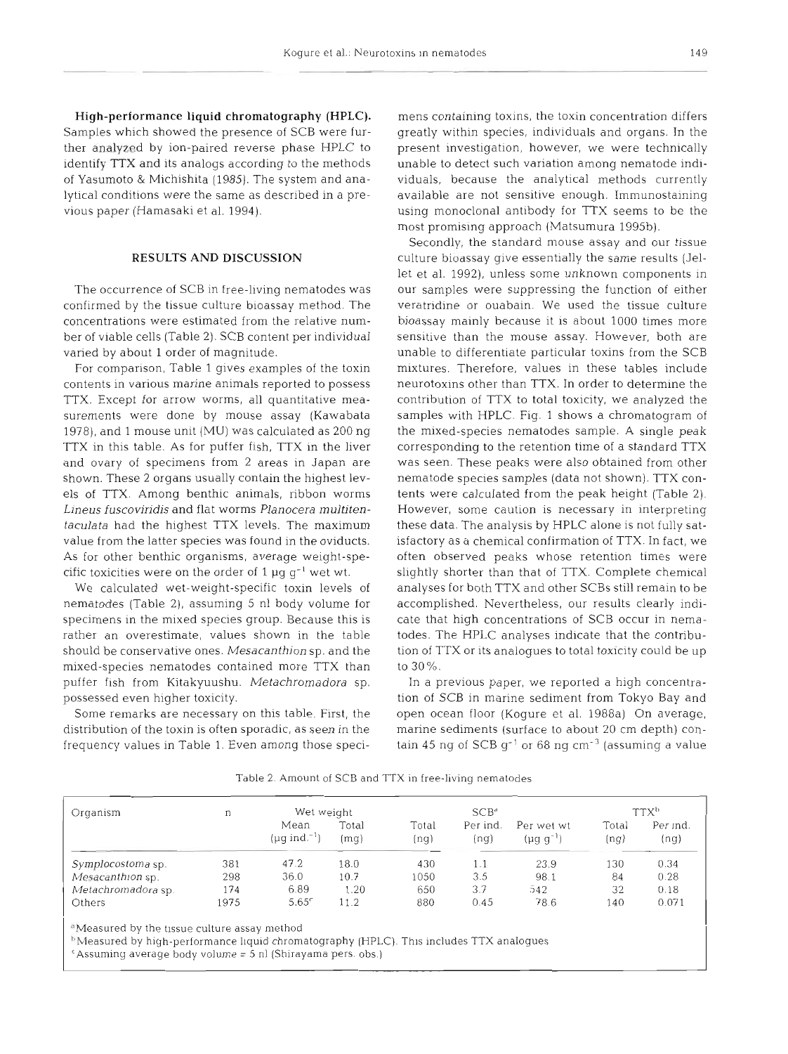**High-performance liquid chromatography (HPLC).** Samples which showed the presence of SCB were further analyzed by ion-paired reverse phase HPLC to identify TTX and its analogs according to the methods of Yasumoto & Michishita (1985). The system and analytical conditions were the same as described in a previous paper (Hamasaki et al. 1994).

## RESULTS AND DISCUSSION

The occurrence of SCB in free-living nematodes was confirmed by the tissue culture bioassay method. The concentrations were estimated from the relative number of viable cells (Table 2). SCB content per individual varied by about 1 order of magnitude.

For comparison, Table 1 gives examples of the toxin contents in various marine animals reported to possess TTX. Except for arrow worms, all quantitative measurements were done by mouse assay (Kawabata 1978), and 1 mouse unit (MU) was calculated as 200 ng TTX in this table. As for puffer fish, TTX in the liver and ovary of specimens from 2 areas in Japan are shown. These 2 organs usually contain the highest levels of TTX. Among benthic animals, ribbon worms *Lineus fuscoviridis* and flat worms *Planocera multitentaculata* had the highest TTX levels. The maximum value from the latter species was found in the oviducts. As for other benthic organisms, average weight-specific toxicities were on the order of 1 µg $g^{-1}$ wet wt.

We calculated wet-weight-specific toxin levels of nematodes (Table 2), assuming 5 nl body volume for specimens in the mixed species group. Because this is rather an overestimate, values shown in the table should be conservative ones. *Mesacanthion* sp. and the mixed-species nematodes contained more TTX than puffer fish from Kitakyuushu. *Metachromadora* sp. possessed even higher toxicity.

Some remarks are necessary on this table. First, the distribution of the toxin is often sporadic, as seen in the frequency values in Table 1. Even among those specimens containing toxins, the toxin concentration differs greatly within species, individuals and organs. In the present investigation, however, we were technically unable to detect such variation among nematode individuals, because the analytical methods currently available are not sensitive enough. Immunostaining using monoclonal antibody for TTX seems to be the most promising approach (Matsumura 1995b).

Secondly, the standard mouse assay and our tissue culture bioassay give essentially the same results (Jellet et al. 1992), unless some unknown components in our samples were suppressing the function of either veratridine or ouabain. We used the tissue culture bioassay mainly because it is about 1000 times more sensitive than the mouse assay. However, both are unable to differentiate particular toxins from the SCB mixtures. Therefore, values in these tables include neurotoxins other than TTX. In order to determine the contribution of TTX to total toxicity, we analyzed the samples with HPLC. Fig. 1 shows a chromatogram of the mixed-species nematodes sample. A single peak corresponding to the retention time of a standard TTX was seen. These peaks were also obtained from other nematode species samples (data not shown). TTX contents were calculated from the peak height (Table 2). However, some caution is necessary in interpreting these data. The analysis by HPLC alone is not fully satisfactory as a chemical confirmation of TTX. In fact, we often observed peaks whose retention times were slightly shorter than that of TTX. Complete chemical analyses for both TTX and other SCBs still remain to be accomplished. Nevertheless, our results clearly indicate that high concentrations of SCB occur in nematodes. The HPLC analyses indicate that the contribution of TTX or its analogues to total toxicity could be up to 30%.

In a previous paper, we reported a high concentration of SCB in marine sediment from Tokyo Bay and open ocean floor (Kogure et al. 1988a). On average, marine sediments (surface to about 20 cm depth) contain 45 ng of SCB $g^{-1}$ or 68 ng $cm^{-3}$ (assuming a value

Table 2. Amount of SCB and TTX in free-living nematodes

| Organism | n | Wet weight | | SCB[a] | | | TTX[b] | |
|---|---|---|---|---|---|---|---|---|
| | | Mean (µg $ind.^{-1}$) | Total (mg) | Total (ng) | Per ind. (ng) | Per wet wt (µg $g^{-1}$) | Total (ng) | Per ind. (ng) |
| *Symplocostoma* sp. | 381 | 47.2 | 18.0 | 430 | 1.1 | 23.9 | 130 | 0.34 |
| *Mesacanthion* sp. | 298 | 36.0 | 10.7 | 1050 | 3.5 | 98.1 | 84 | 0.28 |
| *Metachromadora* sp. | 174 | 6.89 | 1.20 | 650 | 3.7 | 542 | 32 | 0.18 |
| Others | 1975 | 5.65[c] | 11.2 | 880 | 0.45 | 78.6 | 140 | 0.071 |

[a]Measured by the tissue culture assay method
[b]Measured by high-performance liquid chromatography (HPLC). This includes TTX analogues
[c]Assuming average body volume = 5 nl (Shirayama pers. obs.)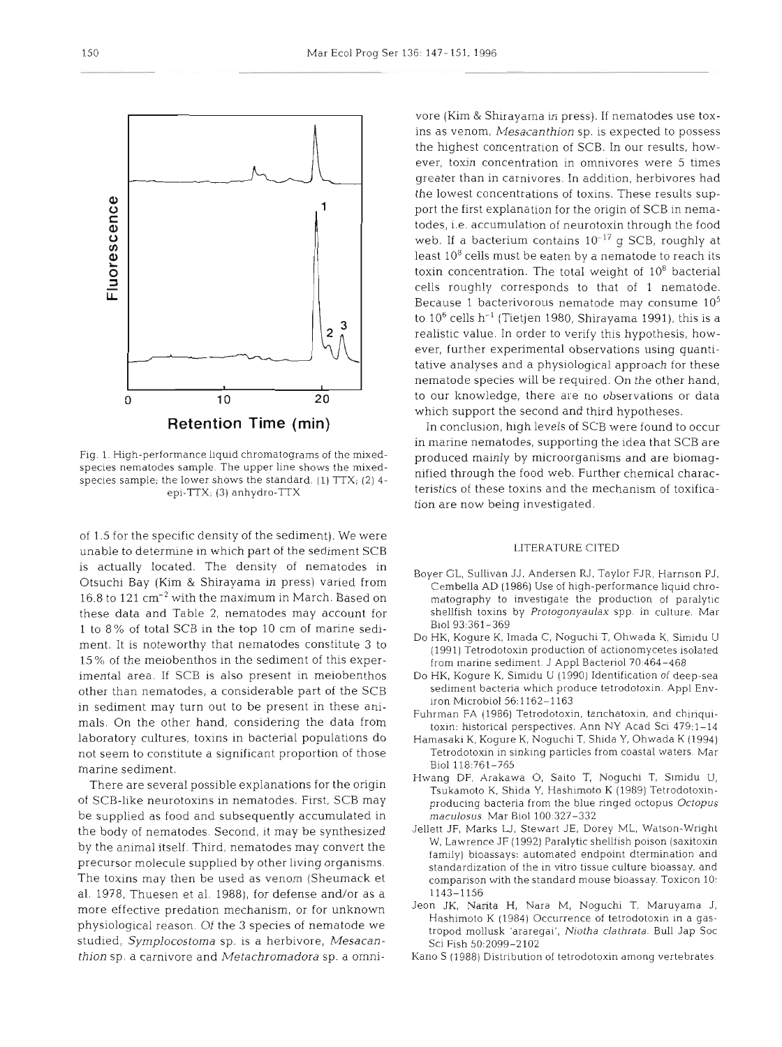Fig. 1. High-performance liquid chromatograms of the mixed-species nematodes sample. The upper line shows the mixed-species sample; the lower shows the standard. (1) TTX; (2) 4-epi-TTX; (3) anhydro-TTX

of 1.5 for the specific density of the sediment). We were unable to determine in which part of the sediment SCB is actually located. The density of nematodes in Otsuchi Bay (Kim & Shirayama in press) varied from 16.8 to 121 $cm^{-2}$ with the maximum in March. Based on these data and Table 2, nematodes may account for 1 to 8% of total SCB in the top 10 cm of marine sediment. It is noteworthy that nematodes constitute 3 to 15% of the meiobenthos in the sediment of this experimental area. If SCB is also present in meiobenthos other than nematodes, a considerable part of the SCB in sediment may turn out to be present in these animals. On the other hand, considering the data from laboratory cultures, toxins in bacterial populations do not seem to constitute a significant proportion of those marine sediment.

There are several possible explanations for the origin of SCB-like neurotoxins in nematodes. First, SCB may be supplied as food and subsequently accumulated in the body of nematodes. Second, it may be synthesized by the animal itself. Third, nematodes may convert the precursor molecule supplied by other living organisms. The toxins may then be used as venom (Sheumack et al. 1978, Thuesen et al. 1988), for defense and/or as a more effective predation mechanism, or for unknown physiological reason. Of the 3 species of nematode we studied, *Symplocostoma* sp. is a herbivore, *Mesacanthion* sp. a carnivore and *Metachromadora* sp. a omnivore (Kim & Shirayama in press). If nematodes use toxins as venom, *Mesacanthion* sp. is expected to possess the highest concentration of SCB. In our results, however, toxin concentration in omnivores were 5 times greater than in carnivores. In addition, herbivores had the lowest concentrations of toxins. These results support the first explanation for the origin of SCB in nematodes, i.e. accumulation of neurotoxin through the food web. If a bacterium contains $10^{-17}$ g SCB, roughly at least $10^{8}$ cells must be eaten by a nematode to reach its toxin concentration. The total weight of $10^{8}$ bacterial cells roughly corresponds to that of 1 nematode. Because 1 bacterivorous nematode may consume $10^{5}$ to $10^{6}$ cells $h^{-1}$ (Tietjen 1980, Shirayama 1991), this is a realistic value. In order to verify this hypothesis, however, further experimental observations using quantitative analyses and a physiological approach for these nematode species will be required. On the other hand, to our knowledge, there are no observations or data which support the second and third hypotheses.

In conclusion, high levels of SCB were found to occur in marine nematodes, supporting the idea that SCB are produced mainly by microorganisms and are biomagnified through the food web. Further chemical characteristics of these toxins and the mechanism of toxification are now being investigated.

## LITERATURE CITED

Boyer GL, Sullivan JJ, Andersen RJ, Taylor FJR, Harrison PJ, Cembella AD (1986) Use of high-performance liquid chromatography to investigate the production of paralytic shellfish toxins by *Protogonyaulax* spp. in culture. Mar Biol 93:361–369

Do HK, Kogure K, Imada C, Noguchi T, Ohwada K, Simidu U (1991) Tetrodotoxin production of actionomycetes isolated from marine sediment. J Appl Bacteriol 70:464–468

Do HK, Kogure K, Simidu U (1990) Identification of deep-sea sediment bacteria which produce tetrodotoxin. Appl Environ Microbiol 56:1162–1163

Fuhrman FA (1986) Tetrodotoxin, tarichatoxin, and chiriquitoxin: historical perspectives. Ann NY Acad Sci 479:1–14

Hamasaki K, Kogure K, Noguchi T, Shida Y, Ohwada K (1994) Tetrodotoxin in sinking particles from coastal waters. Mar Biol 118:761–765

Hwang DF, Arakawa O, Saito T, Noguchi T, Simidu U, Tsukamoto K, Shida Y, Hashimoto K (1989) Tetrodotoxin-producing bacteria from the blue ringed octopus *Octopus maculosus*. Mar Biol 100:327–332

Jellett JF, Marks LJ, Stewart JE, Dorey ML, Watson-Wright W, Lawrence JF (1992) Paralytic shellfish poison (saxitoxin family) bioassays: automated endpoint dtermination and standardization of the in vitro tissue culture bioassay, and comparison with the standard mouse bioassay. Toxicon 10:1143–1156

Jeon JK, Narita H, Nara M, Noguchi T, Maruyama J, Hashimoto K (1984) Occurrence of tetrodotoxin in a gastropod mollusk 'araregai', *Niotha clathrata*. Bull Jap Soc Sci Fish 50:2099–2102

Kano S (1988) Distribution of tetrodotoxin among vertebrates.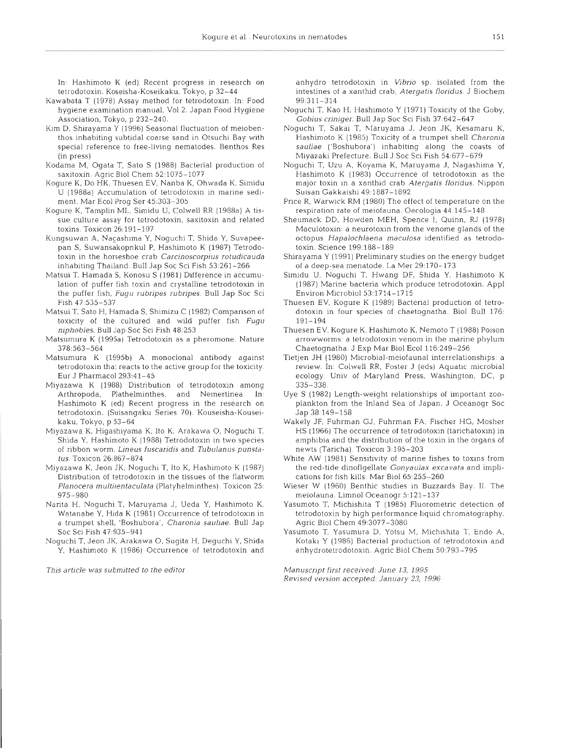In: Hashimoto K (ed) Recent progress in research on tetrodotoxin. Koseisha-Koseikaku, Tokyo, p 32–44

Kawabata T (1978) Assay method for tetrodotoxin. In: Food hygiene examination manual, Vol 2. Japan Food Hygiene Association, Tokyo, p 232–240.

Kim D, Shirayama Y (1996) Seasonal fluctuation of meiobenthos inhabiting subtidal coarse sand in Otsuchi Bay with special reference to free-living nematodes. Benthos Res (in press)

Kodama M, Ogata T, Sato S (1988) Bacterial production of saxitoxin. Agric Biol Chem 52:1075–1077

Kogure K, Do HK, Thuesen EV, Nanba K, Ohwada K, Simidu U (1988a) Accumulation of tetrodotoxin in marine sediment. Mar Ecol Prog Ser 45:303–305

Kogure K, Tamplin ML, Simidu U, Colwell RR (1988a) A tissue culture assay for tetrodotoxin, saxitoxin and related toxins. Toxicon 26:191–197

Kungsuwan A, Nagashima Y, Noguchi T, Shida Y, Suvapeepan S, Suwansakopnkul P, Hashimoto K (1987) Tetrodotoxin in the horseshoe crab *Carcinoscorpius rotudicauda* inhabiting Thailand. Bull Jap Soc Sci Fish 53:261–266

Matsui T, Hamada S, Konosu S (1981) Difference in accumulation of puffer fish toxin and crystalline tetrodotoxin in the puffer fish, *Fugu rubripes rubripes*. Bull Jap Soc Sci Fish 47:535–537

Matsui T, Sato H, Hamada S, Shimizu C (1982) Comparison of toxicity of the cultured and wild puffer fish *Fugu niphobles*. Bull Jap Soc Sci Fish 48:253

Matsumura K (1995a) Tetrodotoxin as a pheromone. Nature 378:563–564

Matsumura K (1995b) A monoclonal antibody against tetrodotoxin that reacts to the active group for the toxicity. Eur J Pharmacol 293:41–45

Miyazawa K (1988) Distribution of tetrodotoxin among Arthropoda, Plathelminthes, and Nemertinea. In: Hashimoto K (ed) Recent progress in the research on tetrodotoxin. (Suisangaku Series 70). Kouseisha-Kouseikaku, Tokyo, p 53–64

Miyazawa K, Higashiyama K, Ito K, Arakawa O, Noguchi T, Shida Y, Hashimoto K (1988) Tetrodotoxin in two species of ribbon worm, *Lineus fuscaridis* and *Tubulanus punstatus*. Toxicon 26:867–874

Miyazawa K, Jeon JK, Noguchi T, Ito K, Hashimoto K (1987) Distribution of tetrodotoxin in the tissues of the flatworm *Planocera multiientaculata* (Platyhelminthes). Toxicon 25: 975–980

Narita H, Noguchi T, Maruyama J, Ueda Y, Hashimoto K, Watanabe Y, Hida K (1981) Occurrence of tetrodotoxin in a trumpet shell, 'Boshubora', *Charonia sauliae*. Bull Jap Soc Sci Fish 47:935–941

Noguchi T, Jeon JK, Arakawa O, Sugita H, Deguchi Y, Shida Y, Hashimoto K (1986) Occurrence of tetrodotoxin and anhydro tetrodotoxin in *Vibrio* sp. isolated from the intestines of a xanthid crab, *Atergatis floridus*. J Biochem 99:311–314

Noguchi T, Kao H, Hashimoto Y (1971) Toxicity of the Goby, *Gobius criniger*. Bull Jap Soc Sci Fish 37:642–647

Noguchi T, Sakai T, Maruyama J, Jeon JK, Kesamaru K, Hashimoto K (1985) Toxicity of a trumpet shell *Charonia sauliae* ('Boshubora') inhabiting along the coasts of Miyazaki Prefecture. Bull J Soc Sci Fish 54:677–679

Noguchi T, Uzu A, Koyama K, Maruyama J, Nagashima Y, Hashimoto K (1983) Occurrence of tetrodotoxin as the major toxin in a xanthid crab *Atergatis floridus*. Nippon Suisan Gakkaishi 49:1887–1892

Price R, Warwick RM (1980) The effect of temperature on the respiration rate of meiofauna. Oecologia 44:145–148

Sheumack DD, Howden MEH, Spence I, Quinn, RJ (1978) Maculotoxin: a neurotoxin from the venome glands of the octopus *Hapalochlaena maculosa* identified as tetrodotoxin. Science 199:188–189

Shirayama Y (1991) Preliminary studies on the energy budget of a deep-sea menatode. La Mer 29:170–173

Simidu U, Noguchi T, Hwang DF, Shida Y, Hashimoto K (1987) Marine bacteria which produce tetrodotoxin. Appl Environ Microbiol 53:1714–1715

Thuesen EV, Kogure K (1989) Bacterial production of tetrodotoxin in four species of chaetognatha. Biol Bull 176: 191–194

Thuesen EV, Kogure K, Hashimoto K, Nemoto T (1988) Poison arrowworms: a tetrodotoxin venom in the marine phylum Chaetognatha. J Exp Mar Biol Ecol 116:249–256

Tietjen JH (1980) Microbial-meiofaunal interrelationships: a review. In: Colwell RR, Foster J (eds) Aquatic microbial ecology. Univ of Maryland Press, Washington, DC, p 335–338.

Uye S (1982) Length-weight relationships of important zooplankton from the Inland Sea of Japan. J Oceanogr Soc Jap 38:149–158

Wakely JF, Fuhrman GJ, Fuhrman FA, Fischer HG, Mosher HS (1966) The occurrence of tetrodotoxin (tarichatoxin) in amphibia and the distribution of the toxin in the organs of newts (Taricha). Toxicon 3:195–203

White AW (1981) Sensitivity of marine fishes to toxins from the red-tide dinoflgellate *Gonyaulax excavata* and implications for fish kills. Mar Biol 65:255–260

Wieser W (1960) Benthic studies in Buzzards Bay. II. The meiofauna. Limnol Oceanogr 5:121–137

Yasumoto T, Michishita T (1985) Fluorometric detection of tetrodotoxin by high performance liquid chromatography. Agric Biol Chem 49:3077–3080

Yasumoto T, Yasumura D, Yotsu M, Michishita T, Endo A, Kotaki Y (1986) Bacterial production of tetrodotoxin and anhydrotetrodotoxin. Agric Biol Chem 50:793–795

*This article was submitted to the editor*

*Manuscript first received: June 13, 1995*
*Revised version accepted: January 23, 1996*